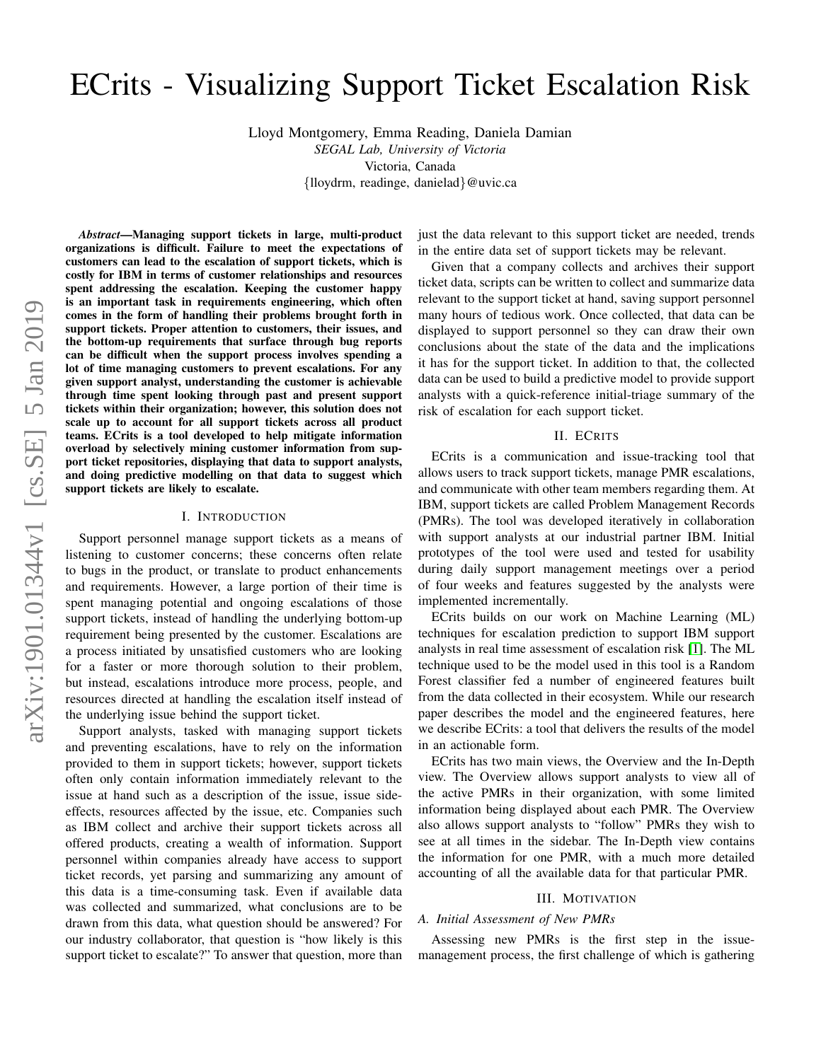# ECrits - Visualizing Support Ticket Escalation Risk

Lloyd Montgomery, Emma Reading, Daniela Damian
*SEGAL Lab, University of Victoria*
Victoria, Canada
{lloydrm, readinge, danielad}@uvic.ca

***Abstract*—Managing support tickets in large, multi-product organizations is difficult. Failure to meet the expectations of customers can lead to the escalation of support tickets, which is costly for IBM in terms of customer relationships and resources spent addressing the escalation. Keeping the customer happy is an important task in requirements engineering, which often comes in the form of handling their problems brought forth in support tickets. Proper attention to customers, their issues, and the bottom-up requirements that surface through bug reports can be difficult when the support process involves spending a lot of time managing customers to prevent escalations. For any given support analyst, understanding the customer is achievable through time spent looking through past and present support tickets within their organization; however, this solution does not scale up to account for all support tickets across all product teams. ECrits is a tool developed to help mitigate information overload by selectively mining customer information from support ticket repositories, displaying that data to support analysts, and doing predictive modelling on that data to suggest which support tickets are likely to escalate.**

## I. Introduction

Support personnel manage support tickets as a means of listening to customer concerns; these concerns often relate to bugs in the product, or translate to product enhancements and requirements. However, a large portion of their time is spent managing potential and ongoing escalations of those support tickets, instead of handling the underlying bottom-up requirement being presented by the customer. Escalations are a process initiated by unsatisfied customers who are looking for a faster or more thorough solution to their problem, but instead, escalations introduce more process, people, and resources directed at handling the escalation itself instead of the underlying issue behind the support ticket.

Support analysts, tasked with managing support tickets and preventing escalations, have to rely on the information provided to them in support tickets; however, support tickets often only contain information immediately relevant to the issue at hand such as a description of the issue, issue side-effects, resources affected by the issue, etc. Companies such as IBM collect and archive their support tickets across all offered products, creating a wealth of information. Support personnel within companies already have access to support ticket records, yet parsing and summarizing any amount of this data is a time-consuming task. Even if available data was collected and summarized, what conclusions are to be drawn from this data, what question should be answered? For our industry collaborator, that question is "how likely is this support ticket to escalate?" To answer that question, more than just the data relevant to this support ticket are needed, trends in the entire data set of support tickets may be relevant.

Given that a company collects and archives their support ticket data, scripts can be written to collect and summarize data relevant to the support ticket at hand, saving support personnel many hours of tedious work. Once collected, that data can be displayed to support personnel so they can draw their own conclusions about the state of the data and the implications it has for the support ticket. In addition to that, the collected data can be used to build a predictive model to provide support analysts with a quick-reference initial-triage summary of the risk of escalation for each support ticket.

## II. ECrits

ECrits is a communication and issue-tracking tool that allows users to track support tickets, manage PMR escalations, and communicate with other team members regarding them. At IBM, support tickets are called Problem Management Records (PMRs). The tool was developed iteratively in collaboration with support analysts at our industrial partner IBM. Initial prototypes of the tool were used and tested for usability during daily support management meetings over a period of four weeks and features suggested by the analysts were implemented incrementally.

ECrits builds on our work on Machine Learning (ML) techniques for escalation prediction to support IBM support analysts in real time assessment of escalation risk [1]. The ML technique used to be the model used in this tool is a Random Forest classifier fed a number of engineered features built from the data collected in their ecosystem. While our research paper describes the model and the engineered features, here we describe ECrits: a tool that delivers the results of the model in an actionable form.

ECrits has two main views, the Overview and the In-Depth view. The Overview allows support analysts to view all of the active PMRs in their organization, with some limited information being displayed about each PMR. The Overview also allows support analysts to "follow" PMRs they wish to see at all times in the sidebar. The In-Depth view contains the information for one PMR, with a much more detailed accounting of all the available data for that particular PMR.

## III. Motivation

### A. Initial Assessment of New PMRs

Assessing new PMRs is the first step in the issue-management process, the first challenge of which is gathering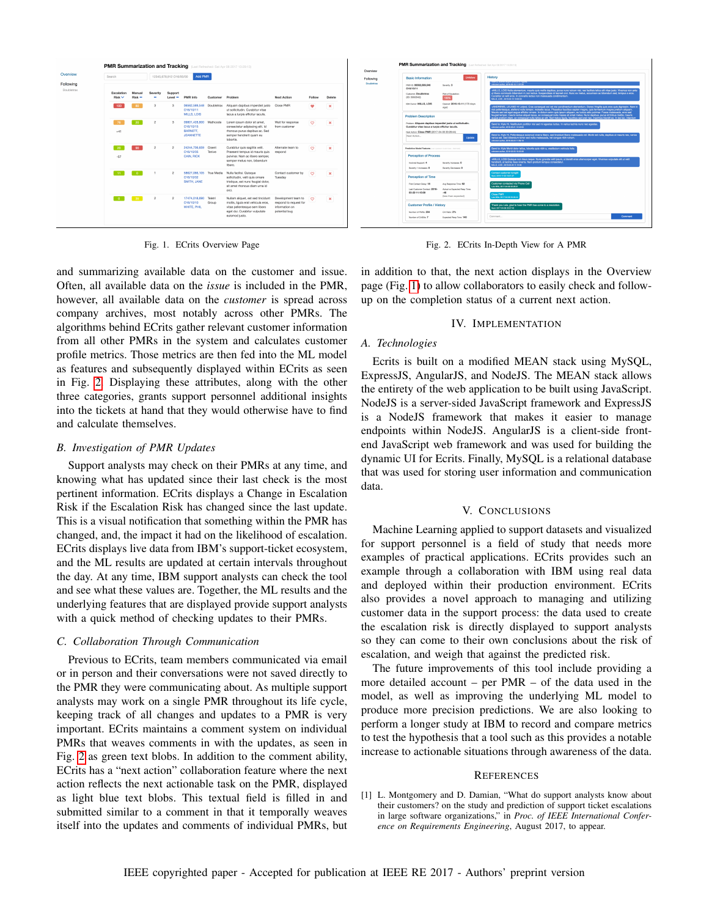Fig. 1. ECrits Overview Page

Fig. 2. ECrits In-Depth View for A PMR

and summarizing available data on the customer and issue. Often, all available data on the *issue* is included in the PMR, however, all available data on the *customer* is spread across company archives, most notably across other PMRs. The algorithms behind ECrits gather relevant customer information from all other PMRs in the system and calculates customer profile metrics. Those metrics are then fed into the ML model as features and subsequently displayed within ECrits as seen in Fig. 2. Displaying these attributes, along with the other three categories, grants support personnel additional insights into the tickets at hand that they would otherwise have to find and calculate themselves.

### B. Investigation of PMR Updates

Support analysts may check on their PMRs at any time, and knowing what has updated since their last check is the most pertinent information. ECrits displays a Change in Escalation Risk if the Escalation Risk has changed since the last update. This is a visual notification that something within the PMR has changed, and, the impact it had on the likelihood of escalation. ECrits displays live data from IBM's support-ticket ecosystem, and the ML results are updated at certain intervals throughout the day. At any time, IBM support analysts can check the tool and see what these values are. Together, the ML results and the underlying features that are displayed provide support analysts with a quick method of checking updates to their PMRs.

### C. Collaboration Through Communication

Previous to ECrits, team members communicated via email or in person and their conversations were not saved directly to the PMR they were communicating about. As multiple support analysts may work on a single PMR throughout its life cycle, keeping track of all changes and updates to a PMR is very important. ECrits maintains a comment system on individual PMRs that weaves comments in with the updates, as seen in Fig. 2 as green text blobs. In addition to the comment ability, ECrits has a "next action" collaboration feature where the next action reflects the next actionable task on the PMR, displayed as light blue text blobs. This textual field is filled in and submitted similar to a comment in that it temporally weaves itself into the updates and comments of individual PMRs, but in addition to that, the next action displays in the Overview page (Fig. 1) to allow collaborators to easily check and follow-up on the completion status of a current next action.

## IV. Implementation

### A. Technologies

Ecrits is built on a modified MEAN stack using MySQL, ExpressJS, AngularJS, and NodeJS. The MEAN stack allows the entirety of the web application to be built using JavaScript. NodeJS is a server-sided JavaScript framework and ExpressJS is a NodeJS framework that makes it easier to manage endpoints within NodeJS. AngularJS is a client-side front-end JavaScript web framework and was used for building the dynamic UI for Ecrits. Finally, MySQL is a relational database that was used for storing user information and communication data.

## V. Conclusions

Machine Learning applied to support datasets and visualized for support personnel is a field of study that needs more examples of practical applications. ECrits provides such an example through a collaboration with IBM using real data and deployed within their production environment. ECrits also provides a novel approach to managing and utilizing customer data in the support process: the data used to create the escalation risk is directly displayed to support analysts so they can come to their own conclusions about the risk of escalation, and weigh that against the predicted risk.

The future improvements of this tool include providing a more detailed account – per PMR – of the data used in the model, as well as improving the underlying ML model to produce more precision predictions. We are also looking to perform a longer study at IBM to record and compare metrics to test the hypothesis that a tool such as this provides a notable increase to actionable situations through awareness of the data.

## References

[1] L. Montgomery and D. Damian, "What do support analysts know about their customers? on the study and prediction of support ticket escalations in large software organizations," in *Proc. of IEEE International Conference on Requirements Engineering*, August 2017, to appear.

IEEE copyrighted paper - Accepted for publication at IEEE RE 2017 - Authors' preprint version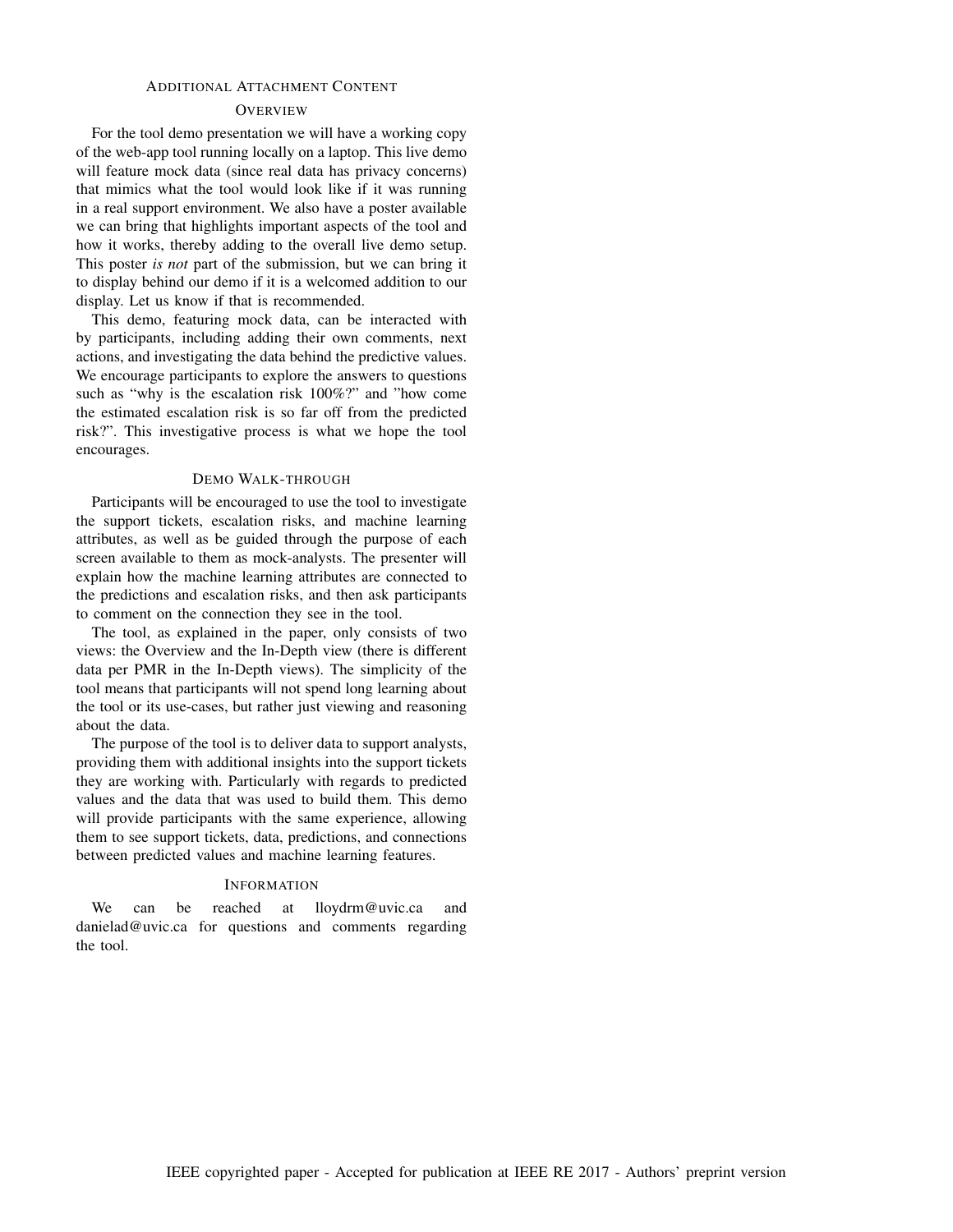## Additional Attachment Content

### Overview

For the tool demo presentation we will have a working copy of the web-app tool running locally on a laptop. This live demo will feature mock data (since real data has privacy concerns) that mimics what the tool would look like if it was running in a real support environment. We also have a poster available we can bring that highlights important aspects of the tool and how it works, thereby adding to the overall live demo setup. This poster *is not* part of the submission, but we can bring it to display behind our demo if it is a welcomed addition to our display. Let us know if that is recommended.

This demo, featuring mock data, can be interacted with by participants, including adding their own comments, next actions, and investigating the data behind the predictive values. We encourage participants to explore the answers to questions such as "why is the escalation risk 100%?" and "how come the estimated escalation risk is so far off from the predicted risk?". This investigative process is what we hope the tool encourages.

### Demo Walk-through

Participants will be encouraged to use the tool to investigate the support tickets, escalation risks, and machine learning attributes, as well as be guided through the purpose of each screen available to them as mock-analysts. The presenter will explain how the machine learning attributes are connected to the predictions and escalation risks, and then ask participants to comment on the connection they see in the tool.

The tool, as explained in the paper, only consists of two views: the Overview and the In-Depth view (there is different data per PMR in the In-Depth views). The simplicity of the tool means that participants will not spend long learning about the tool or its use-cases, but rather just viewing and reasoning about the data.

The purpose of the tool is to deliver data to support analysts, providing them with additional insights into the support tickets they are working with. Particularly with regards to predicted values and the data that was used to build them. This demo will provide participants with the same experience, allowing them to see support tickets, data, predictions, and connections between predicted values and machine learning features.

### Information

We can be reached at lloydrm@uvic.ca and danielad@uvic.ca for questions and comments regarding the tool.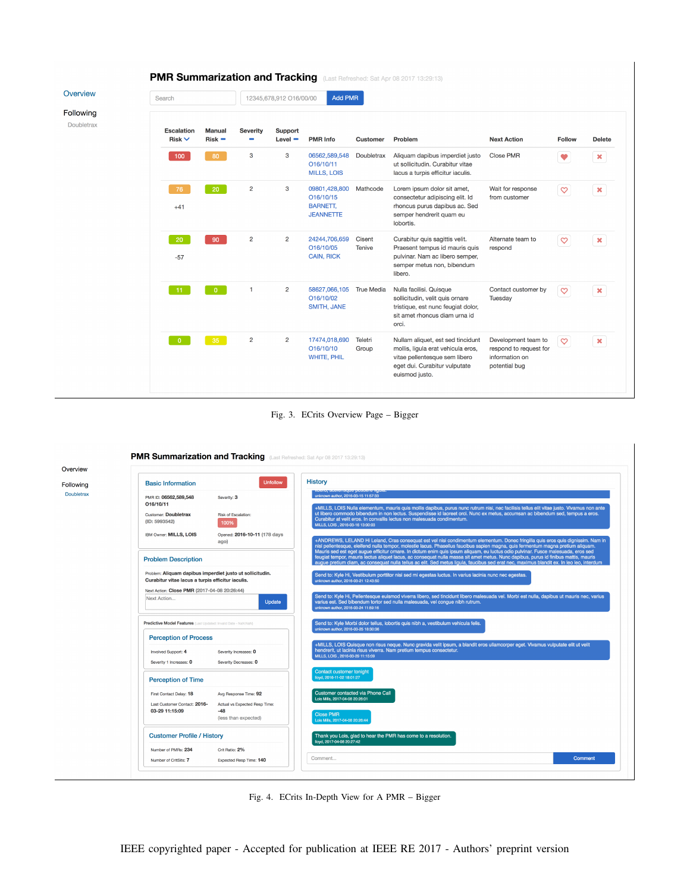Fig. 3. ECrits Overview Page – Bigger

Fig. 4. ECrits In-Depth View for A PMR – Bigger

IEEE copyrighted paper - Accepted for publication at IEEE RE 2017 - Authors' preprint version